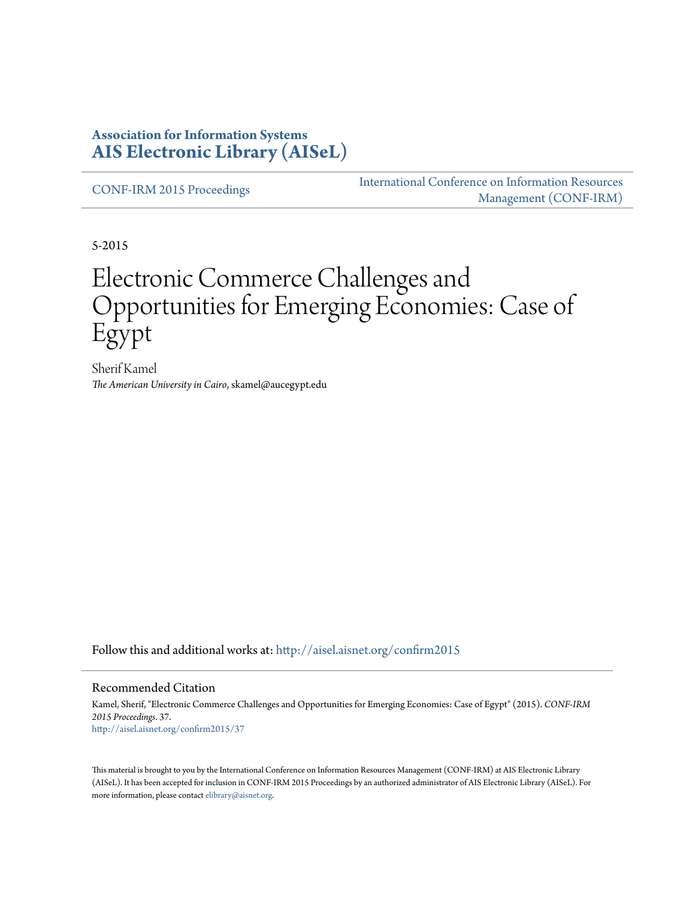**Association for Information Systems**
**AIS Electronic Library (AISeL)**

CONF-IRM 2015 Proceedings

International Conference on Information Resources Management (CONF-IRM)

5-2015

# Electronic Commerce Challenges and Opportunities for Emerging Economies: Case of Egypt

Sherif Kamel
*The American University in Cairo*, skamel@aucegypt.edu

Follow this and additional works at: http://aisel.aisnet.org/confirm2015

## Recommended Citation

Kamel, Sherif, "Electronic Commerce Challenges and Opportunities for Emerging Economies: Case of Egypt" (2015). *CONF-IRM 2015 Proceedings*. 37.
http://aisel.aisnet.org/confirm2015/37

This material is brought to you by the International Conference on Information Resources Management (CONF-IRM) at AIS Electronic Library (AISeL). It has been accepted for inclusion in CONF-IRM 2015 Proceedings by an authorized administrator of AIS Electronic Library (AISeL). For more information, please contact elibrary@aisnet.org.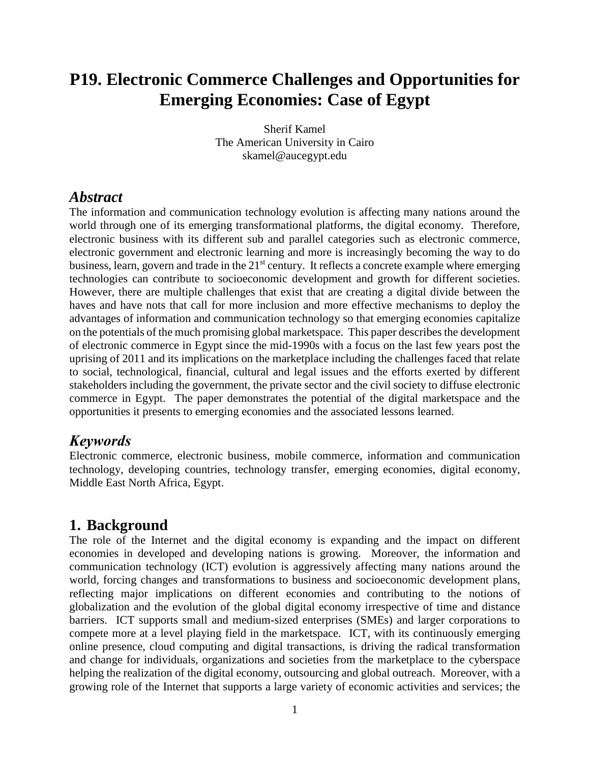# P19. Electronic Commerce Challenges and Opportunities for Emerging Economies: Case of Egypt

Sherif Kamel  
The American University in Cairo  
skamel@aucegypt.edu

## *Abstract*

The information and communication technology evolution is affecting many nations around the world through one of its emerging transformational platforms, the digital economy. Therefore, electronic business with its different sub and parallel categories such as electronic commerce, electronic government and electronic learning and more is increasingly becoming the way to do business, learn, govern and trade in the 21st century. It reflects a concrete example where emerging technologies can contribute to socioeconomic development and growth for different societies. However, there are multiple challenges that exist that are creating a digital divide between the haves and have nots that call for more inclusion and more effective mechanisms to deploy the advantages of information and communication technology so that emerging economies capitalize on the potentials of the much promising global marketspace. This paper describes the development of electronic commerce in Egypt since the mid-1990s with a focus on the last few years post the uprising of 2011 and its implications on the marketplace including the challenges faced that relate to social, technological, financial, cultural and legal issues and the efforts exerted by different stakeholders including the government, the private sector and the civil society to diffuse electronic commerce in Egypt. The paper demonstrates the potential of the digital marketspace and the opportunities it presents to emerging economies and the associated lessons learned.

## *Keywords*

Electronic commerce, electronic business, mobile commerce, information and communication technology, developing countries, technology transfer, emerging economies, digital economy, Middle East North Africa, Egypt.

## 1. Background

The role of the Internet and the digital economy is expanding and the impact on different economies in developed and developing nations is growing. Moreover, the information and communication technology (ICT) evolution is aggressively affecting many nations around the world, forcing changes and transformations to business and socioeconomic development plans, reflecting major implications on different economies and contributing to the notions of globalization and the evolution of the global digital economy irrespective of time and distance barriers. ICT supports small and medium-sized enterprises (SMEs) and larger corporations to compete more at a level playing field in the marketspace. ICT, with its continuously emerging online presence, cloud computing and digital transactions, is driving the radical transformation and change for individuals, organizations and societies from the marketplace to the cyberspace helping the realization of the digital economy, outsourcing and global outreach. Moreover, with a growing role of the Internet that supports a large variety of economic activities and services; the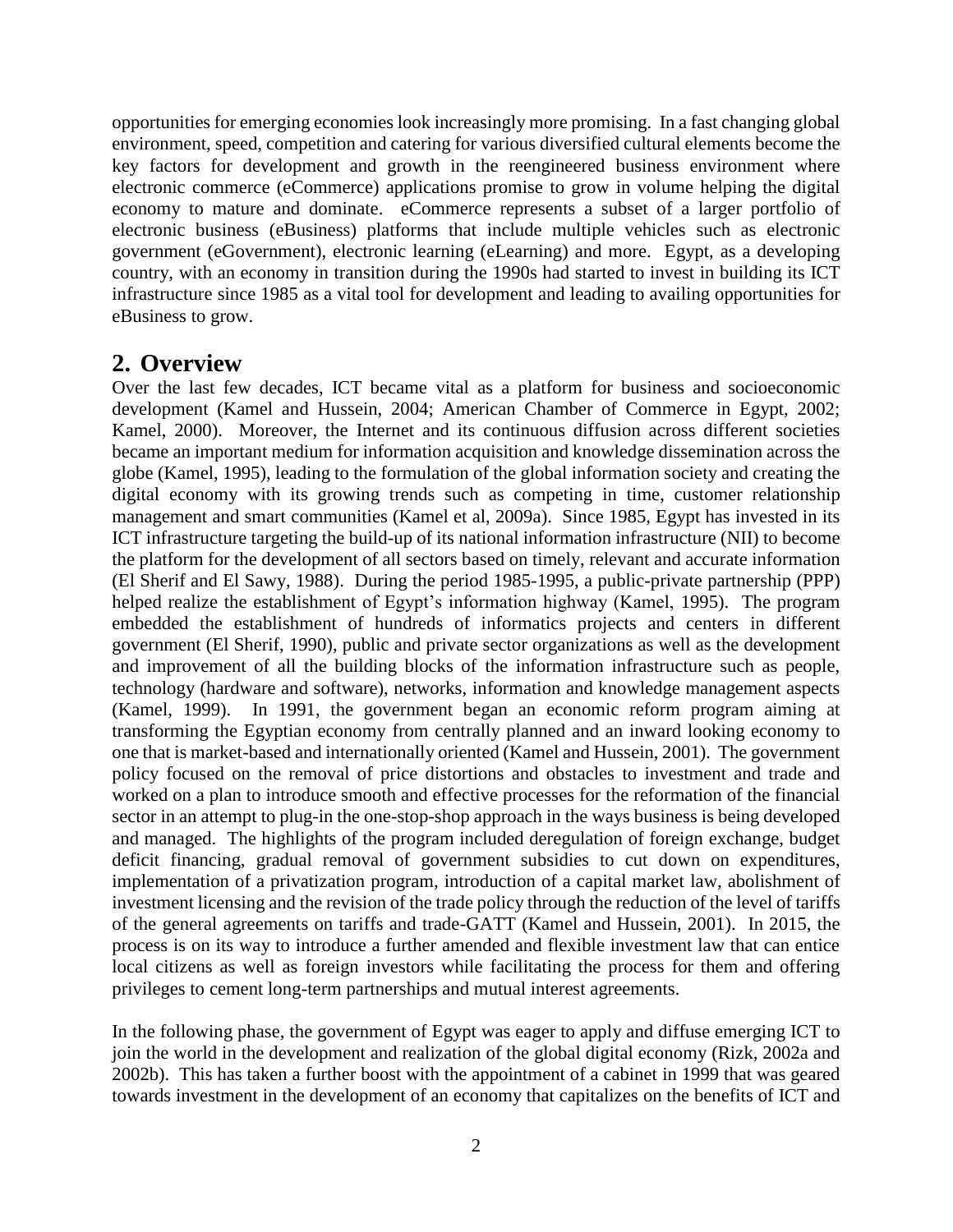opportunities for emerging economies look increasingly more promising. In a fast changing global environment, speed, competition and catering for various diversified cultural elements become the key factors for development and growth in the reengineered business environment where electronic commerce (eCommerce) applications promise to grow in volume helping the digital economy to mature and dominate. eCommerce represents a subset of a larger portfolio of electronic business (eBusiness) platforms that include multiple vehicles such as electronic government (eGovernment), electronic learning (eLearning) and more. Egypt, as a developing country, with an economy in transition during the 1990s had started to invest in building its ICT infrastructure since 1985 as a vital tool for development and leading to availing opportunities for eBusiness to grow.

## 2. Overview

Over the last few decades, ICT became vital as a platform for business and socioeconomic development (Kamel and Hussein, 2004; American Chamber of Commerce in Egypt, 2002; Kamel, 2000). Moreover, the Internet and its continuous diffusion across different societies became an important medium for information acquisition and knowledge dissemination across the globe (Kamel, 1995), leading to the formulation of the global information society and creating the digital economy with its growing trends such as competing in time, customer relationship management and smart communities (Kamel et al, 2009a). Since 1985, Egypt has invested in its ICT infrastructure targeting the build-up of its national information infrastructure (NII) to become the platform for the development of all sectors based on timely, relevant and accurate information (El Sherif and El Sawy, 1988). During the period 1985-1995, a public-private partnership (PPP) helped realize the establishment of Egypt's information highway (Kamel, 1995). The program embedded the establishment of hundreds of informatics projects and centers in different government (El Sherif, 1990), public and private sector organizations as well as the development and improvement of all the building blocks of the information infrastructure such as people, technology (hardware and software), networks, information and knowledge management aspects (Kamel, 1999). In 1991, the government began an economic reform program aiming at transforming the Egyptian economy from centrally planned and an inward looking economy to one that is market-based and internationally oriented (Kamel and Hussein, 2001). The government policy focused on the removal of price distortions and obstacles to investment and trade and worked on a plan to introduce smooth and effective processes for the reformation of the financial sector in an attempt to plug-in the one-stop-shop approach in the ways business is being developed and managed. The highlights of the program included deregulation of foreign exchange, budget deficit financing, gradual removal of government subsidies to cut down on expenditures, implementation of a privatization program, introduction of a capital market law, abolishment of investment licensing and the revision of the trade policy through the reduction of the level of tariffs of the general agreements on tariffs and trade-GATT (Kamel and Hussein, 2001). In 2015, the process is on its way to introduce a further amended and flexible investment law that can entice local citizens as well as foreign investors while facilitating the process for them and offering privileges to cement long-term partnerships and mutual interest agreements.

In the following phase, the government of Egypt was eager to apply and diffuse emerging ICT to join the world in the development and realization of the global digital economy (Rizk, 2002a and 2002b). This has taken a further boost with the appointment of a cabinet in 1999 that was geared towards investment in the development of an economy that capitalizes on the benefits of ICT and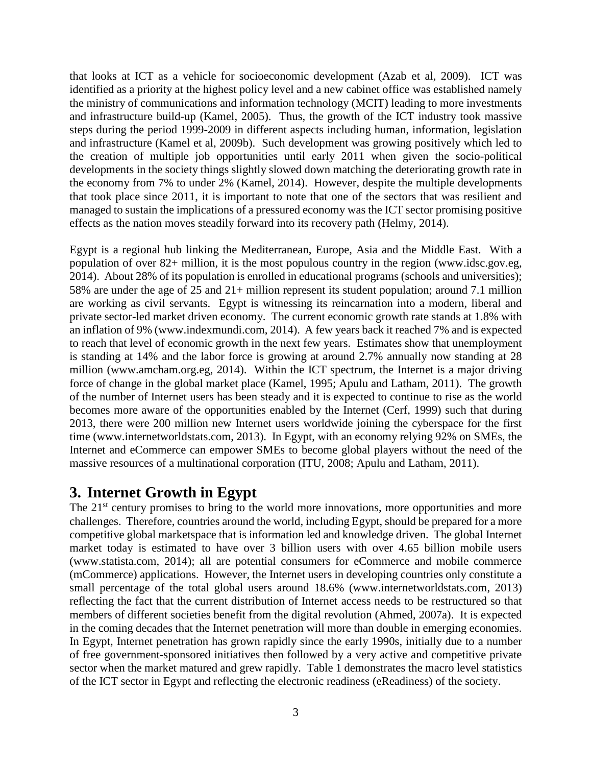that looks at ICT as a vehicle for socioeconomic development (Azab et al, 2009). ICT was identified as a priority at the highest policy level and a new cabinet office was established namely the ministry of communications and information technology (MCIT) leading to more investments and infrastructure build-up (Kamel, 2005). Thus, the growth of the ICT industry took massive steps during the period 1999-2009 in different aspects including human, information, legislation and infrastructure (Kamel et al, 2009b). Such development was growing positively which led to the creation of multiple job opportunities until early 2011 when given the socio-political developments in the society things slightly slowed down matching the deteriorating growth rate in the economy from 7% to under 2% (Kamel, 2014). However, despite the multiple developments that took place since 2011, it is important to note that one of the sectors that was resilient and managed to sustain the implications of a pressured economy was the ICT sector promising positive effects as the nation moves steadily forward into its recovery path (Helmy, 2014).

Egypt is a regional hub linking the Mediterranean, Europe, Asia and the Middle East. With a population of over 82+ million, it is the most populous country in the region (www.idsc.gov.eg, 2014). About 28% of its population is enrolled in educational programs (schools and universities); 58% are under the age of 25 and 21+ million represent its student population; and 7.1 million are working as civil servants. Egypt is witnessing its reincarnation into a modern, liberal and private sector-led market driven economy. The current economic growth rate stands at 1.8% with an inflation of 9% (www.indexmundi.com, 2014). A few years back it reached 7% and is expected to reach that level of economic growth in the next few years. Estimates show that unemployment is standing at 14% and the labor force is growing at around 2.7% annually now standing at 28 million (www.amcham.org.eg, 2014). Within the ICT spectrum, the Internet is a major driving force of change in the global market place (Kamel, 1995; Apulu and Latham, 2011). The growth of the number of Internet users has been steady and it is expected to continue to rise as the world becomes more aware of the opportunities enabled by the Internet (Cerf, 1999) such that during 2013, there were 200 million new Internet users worldwide joining the cyberspace for the first time (www.internetworldstats.com, 2013). In Egypt, with an economy relying 92% on SMEs, the Internet and eCommerce can empower SMEs to become global players without the need of the massive resources of a multinational corporation (ITU, 2008; Apulu and Latham, 2011).

# 3. Internet Growth in Egypt

The 21st century promises to bring to the world more innovations, more opportunities and more challenges. Therefore, countries around the world, including Egypt, should be prepared for a more competitive global marketspace that is information led and knowledge driven. The global Internet market today is estimated to have over 3 billion users with over 4.65 billion mobile users (www.statista.com, 2014); all are potential consumers for eCommerce and mobile commerce (mCommerce) applications. However, the Internet users in developing countries only constitute a small percentage of the total global users around 18.6% (www.internetworldstats.com, 2013) reflecting the fact that the current distribution of Internet access needs to be restructured so that members of different societies benefit from the digital revolution (Ahmed, 2007a). It is expected in the coming decades that the Internet penetration will more than double in emerging economies. In Egypt, Internet penetration has grown rapidly since the early 1990s, initially due to a number of free government-sponsored initiatives then followed by a very active and competitive private sector when the market matured and grew rapidly. Table 1 demonstrates the macro level statistics of the ICT sector in Egypt and reflecting the electronic readiness (eReadiness) of the society.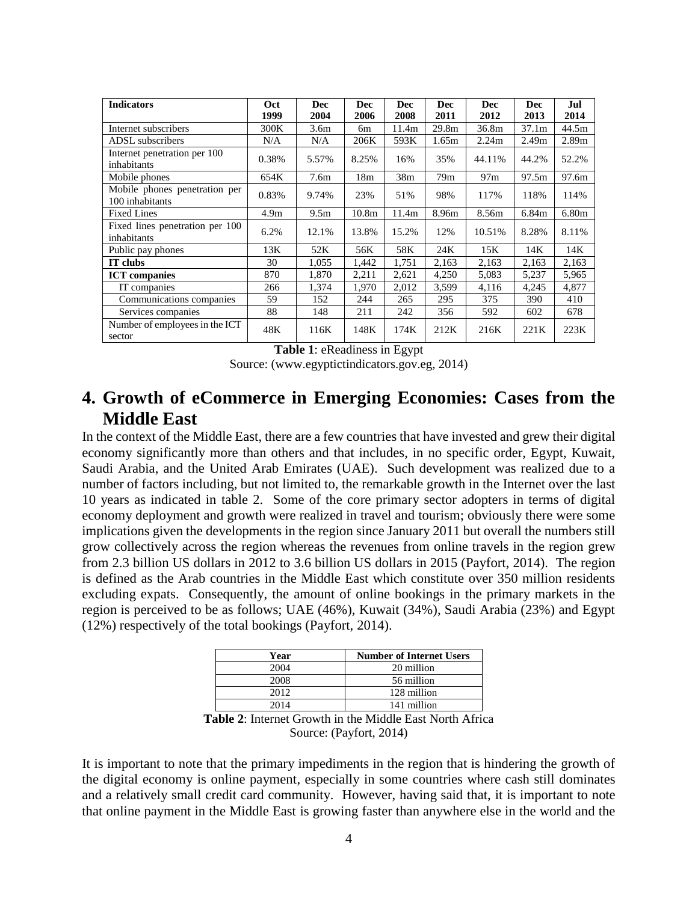| Indicators | Oct 1999 | Dec 2004 | Dec 2006 | Dec 2008 | Dec 2011 | Dec 2012 | Dec 2013 | Jul 2014 |
|---|---|---|---|---|---|---|---|---|
| Internet subscribers | 300K | 3.6m | 6m | 11.4m | 29.8m | 36.8m | 37.1m | 44.5m |
| ADSL subscribers | N/A | N/A | 206K | 593K | 1.65m | 2.24m | 2.49m | 2.89m |
| Internet penetration per 100 inhabitants | 0.38% | 5.57% | 8.25% | 16% | 35% | 44.11% | 44.2% | 52.2% |
| Mobile phones | 654K | 7.6m | 18m | 38m | 79m | 97m | 97.5m | 97.6m |
| Mobile phones penetration per 100 inhabitants | 0.83% | 9.74% | 23% | 51% | 98% | 117% | 118% | 114% |
| Fixed Lines | 4.9m | 9.5m | 10.8m | 11.4m | 8.96m | 8.56m | 6.84m | 6.80m |
| Fixed lines penetration per 100 inhabitants | 6.2% | 12.1% | 13.8% | 15.2% | 12% | 10.51% | 8.28% | 8.11% |
| Public pay phones | 13K | 52K | 56K | 58K | 24K | 15K | 14K | 14K |
| **IT clubs** | 30 | 1,055 | 1,442 | 1,751 | 2,163 | 2,163 | 2,163 | 2,163 |
| **ICT companies** | 870 | 1,870 | 2,211 | 2,621 | 4,250 | 5,083 | 5,237 | 5,965 |
| IT companies | 266 | 1,374 | 1,970 | 2,012 | 3,599 | 4,116 | 4,245 | 4,877 |
| Communications companies | 59 | 152 | 244 | 265 | 295 | 375 | 390 | 410 |
| Services companies | 88 | 148 | 211 | 242 | 356 | 592 | 602 | 678 |
| Number of employees in the ICT sector | 48K | 116K | 148K | 174K | 212K | 216K | 221K | 223K |

**Table 1**: eReadiness in Egypt
Source: (www.egyptictindicators.gov.eg, 2014)

# 4. Growth of eCommerce in Emerging Economies: Cases from the Middle East

In the context of the Middle East, there are a few countries that have invested and grew their digital economy significantly more than others and that includes, in no specific order, Egypt, Kuwait, Saudi Arabia, and the United Arab Emirates (UAE). Such development was realized due to a number of factors including, but not limited to, the remarkable growth in the Internet over the last 10 years as indicated in table 2. Some of the core primary sector adopters in terms of digital economy deployment and growth were realized in travel and tourism; obviously there were some implications given the developments in the region since January 2011 but overall the numbers still grow collectively across the region whereas the revenues from online travels in the region grew from 2.3 billion US dollars in 2012 to 3.6 billion US dollars in 2015 (Payfort, 2014). The region is defined as the Arab countries in the Middle East which constitute over 350 million residents excluding expats. Consequently, the amount of online bookings in the primary markets in the region is perceived to be as follows; UAE (46%), Kuwait (34%), Saudi Arabia (23%) and Egypt (12%) respectively of the total bookings (Payfort, 2014).

| Year | Number of Internet Users |
|---|---|
| 2004 | 20 million |
| 2008 | 56 million |
| 2012 | 128 million |
| 2014 | 141 million |

**Table 2**: Internet Growth in the Middle East North Africa
Source: (Payfort, 2014)

It is important to note that the primary impediments in the region that is hindering the growth of the digital economy is online payment, especially in some countries where cash still dominates and a relatively small credit card community. However, having said that, it is important to note that online payment in the Middle East is growing faster than anywhere else in the world and the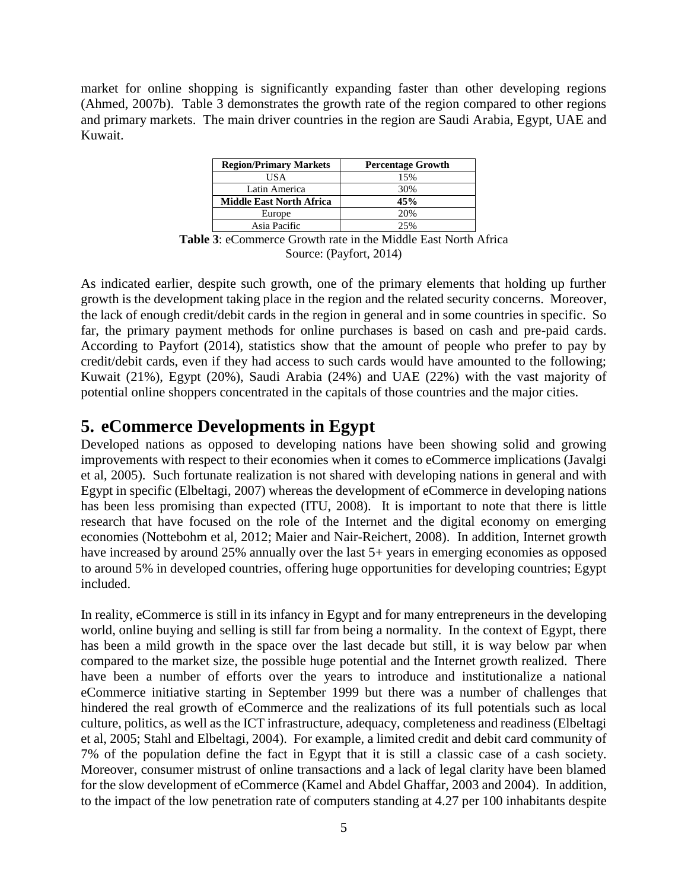market for online shopping is significantly expanding faster than other developing regions (Ahmed, 2007b). Table 3 demonstrates the growth rate of the region compared to other regions and primary markets. The main driver countries in the region are Saudi Arabia, Egypt, UAE and Kuwait.

| Region/Primary Markets | Percentage Growth |
|---|---|
| USA | 15% |
| Latin America | 30% |
| **Middle East North Africa** | **45%** |
| Europe | 20% |
| Asia Pacific | 25% |

**Table 3**: eCommerce Growth rate in the Middle East North Africa
Source: (Payfort, 2014)

As indicated earlier, despite such growth, one of the primary elements that holding up further growth is the development taking place in the region and the related security concerns. Moreover, the lack of enough credit/debit cards in the region in general and in some countries in specific. So far, the primary payment methods for online purchases is based on cash and pre-paid cards. According to Payfort (2014), statistics show that the amount of people who prefer to pay by credit/debit cards, even if they had access to such cards would have amounted to the following; Kuwait (21%), Egypt (20%), Saudi Arabia (24%) and UAE (22%) with the vast majority of potential online shoppers concentrated in the capitals of those countries and the major cities.

## 5. eCommerce Developments in Egypt

Developed nations as opposed to developing nations have been showing solid and growing improvements with respect to their economies when it comes to eCommerce implications (Javalgi et al, 2005). Such fortunate realization is not shared with developing nations in general and with Egypt in specific (Elbeltagi, 2007) whereas the development of eCommerce in developing nations has been less promising than expected (ITU, 2008). It is important to note that there is little research that have focused on the role of the Internet and the digital economy on emerging economies (Nottebohm et al, 2012; Maier and Nair-Reichert, 2008). In addition, Internet growth have increased by around 25% annually over the last 5+ years in emerging economies as opposed to around 5% in developed countries, offering huge opportunities for developing countries; Egypt included.

In reality, eCommerce is still in its infancy in Egypt and for many entrepreneurs in the developing world, online buying and selling is still far from being a normality. In the context of Egypt, there has been a mild growth in the space over the last decade but still, it is way below par when compared to the market size, the possible huge potential and the Internet growth realized. There have been a number of efforts over the years to introduce and institutionalize a national eCommerce initiative starting in September 1999 but there was a number of challenges that hindered the real growth of eCommerce and the realizations of its full potentials such as local culture, politics, as well as the ICT infrastructure, adequacy, completeness and readiness (Elbeltagi et al, 2005; Stahl and Elbeltagi, 2004). For example, a limited credit and debit card community of 7% of the population define the fact in Egypt that it is still a classic case of a cash society. Moreover, consumer mistrust of online transactions and a lack of legal clarity have been blamed for the slow development of eCommerce (Kamel and Abdel Ghaffar, 2003 and 2004). In addition, to the impact of the low penetration rate of computers standing at 4.27 per 100 inhabitants despite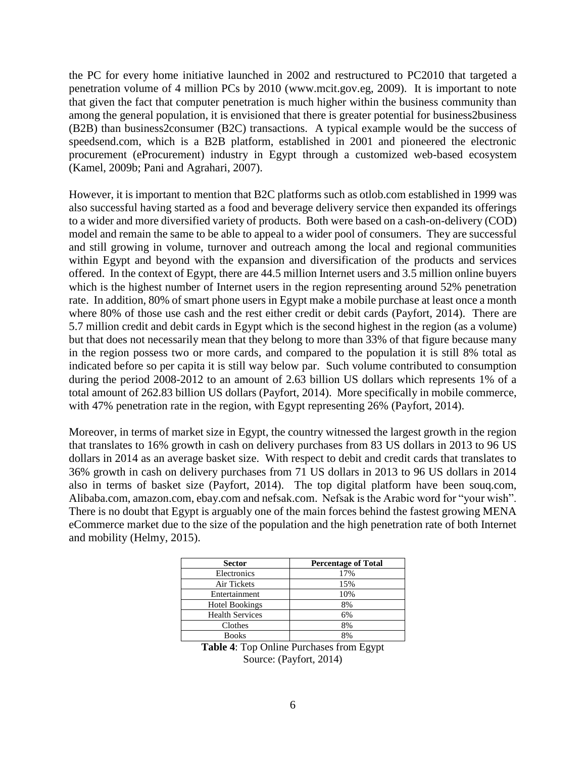the PC for every home initiative launched in 2002 and restructured to PC2010 that targeted a penetration volume of 4 million PCs by 2010 (www.mcit.gov.eg, 2009). It is important to note that given the fact that computer penetration is much higher within the business community than among the general population, it is envisioned that there is greater potential for business2business (B2B) than business2consumer (B2C) transactions. A typical example would be the success of speedsend.com, which is a B2B platform, established in 2001 and pioneered the electronic procurement (eProcurement) industry in Egypt through a customized web-based ecosystem (Kamel, 2009b; Pani and Agrahari, 2007).

However, it is important to mention that B2C platforms such as otlob.com established in 1999 was also successful having started as a food and beverage delivery service then expanded its offerings to a wider and more diversified variety of products. Both were based on a cash-on-delivery (COD) model and remain the same to be able to appeal to a wider pool of consumers. They are successful and still growing in volume, turnover and outreach among the local and regional communities within Egypt and beyond with the expansion and diversification of the products and services offered. In the context of Egypt, there are 44.5 million Internet users and 3.5 million online buyers which is the highest number of Internet users in the region representing around 52% penetration rate. In addition, 80% of smart phone users in Egypt make a mobile purchase at least once a month where 80% of those use cash and the rest either credit or debit cards (Payfort, 2014). There are 5.7 million credit and debit cards in Egypt which is the second highest in the region (as a volume) but that does not necessarily mean that they belong to more than 33% of that figure because many in the region possess two or more cards, and compared to the population it is still 8% total as indicated before so per capita it is still way below par. Such volume contributed to consumption during the period 2008-2012 to an amount of 2.63 billion US dollars which represents 1% of a total amount of 262.83 billion US dollars (Payfort, 2014). More specifically in mobile commerce, with 47% penetration rate in the region, with Egypt representing 26% (Payfort, 2014).

Moreover, in terms of market size in Egypt, the country witnessed the largest growth in the region that translates to 16% growth in cash on delivery purchases from 83 US dollars in 2013 to 96 US dollars in 2014 as an average basket size. With respect to debit and credit cards that translates to 36% growth in cash on delivery purchases from 71 US dollars in 2013 to 96 US dollars in 2014 also in terms of basket size (Payfort, 2014). The top digital platform have been souq.com, Alibaba.com, amazon.com, ebay.com and nefsak.com. Nefsak is the Arabic word for "your wish". There is no doubt that Egypt is arguably one of the main forces behind the fastest growing MENA eCommerce market due to the size of the population and the high penetration rate of both Internet and mobility (Helmy, 2015).

| Sector | Percentage of Total |
|---|---|
| Electronics | 17% |
| Air Tickets | 15% |
| Entertainment | 10% |
| Hotel Bookings | 8% |
| Health Services | 6% |
| Clothes | 8% |
| Books | 8% |

**Table 4**: Top Online Purchases from Egypt
Source: (Payfort, 2014)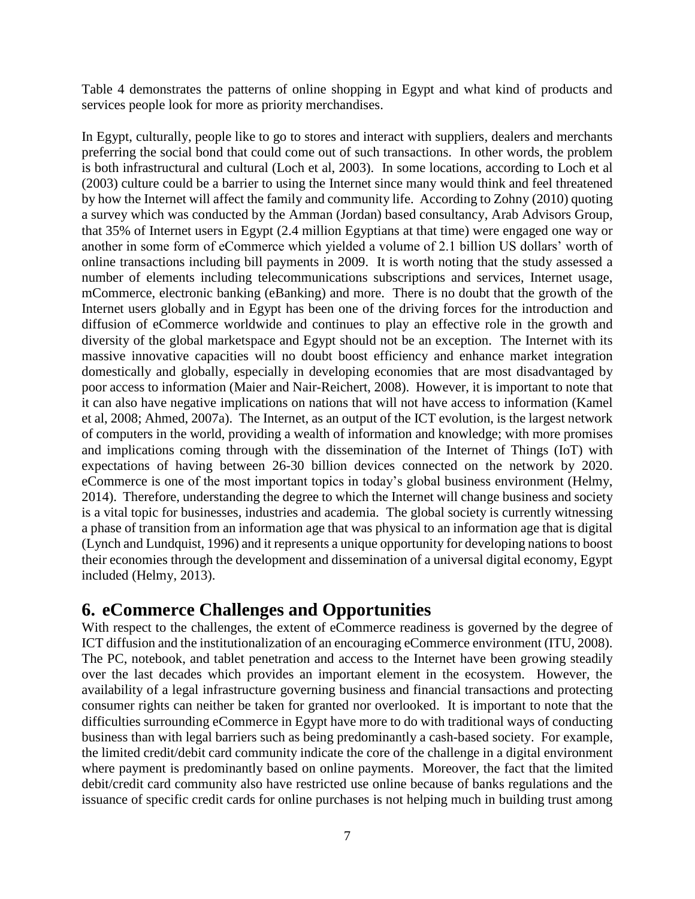Table 4 demonstrates the patterns of online shopping in Egypt and what kind of products and services people look for more as priority merchandises.

In Egypt, culturally, people like to go to stores and interact with suppliers, dealers and merchants preferring the social bond that could come out of such transactions. In other words, the problem is both infrastructural and cultural (Loch et al, 2003). In some locations, according to Loch et al (2003) culture could be a barrier to using the Internet since many would think and feel threatened by how the Internet will affect the family and community life. According to Zohny (2010) quoting a survey which was conducted by the Amman (Jordan) based consultancy, Arab Advisors Group, that 35% of Internet users in Egypt (2.4 million Egyptians at that time) were engaged one way or another in some form of eCommerce which yielded a volume of 2.1 billion US dollars' worth of online transactions including bill payments in 2009. It is worth noting that the study assessed a number of elements including telecommunications subscriptions and services, Internet usage, mCommerce, electronic banking (eBanking) and more. There is no doubt that the growth of the Internet users globally and in Egypt has been one of the driving forces for the introduction and diffusion of eCommerce worldwide and continues to play an effective role in the growth and diversity of the global marketspace and Egypt should not be an exception. The Internet with its massive innovative capacities will no doubt boost efficiency and enhance market integration domestically and globally, especially in developing economies that are most disadvantaged by poor access to information (Maier and Nair-Reichert, 2008). However, it is important to note that it can also have negative implications on nations that will not have access to information (Kamel et al, 2008; Ahmed, 2007a). The Internet, as an output of the ICT evolution, is the largest network of computers in the world, providing a wealth of information and knowledge; with more promises and implications coming through with the dissemination of the Internet of Things (IoT) with expectations of having between 26-30 billion devices connected on the network by 2020. eCommerce is one of the most important topics in today's global business environment (Helmy, 2014). Therefore, understanding the degree to which the Internet will change business and society is a vital topic for businesses, industries and academia. The global society is currently witnessing a phase of transition from an information age that was physical to an information age that is digital (Lynch and Lundquist, 1996) and it represents a unique opportunity for developing nations to boost their economies through the development and dissemination of a universal digital economy, Egypt included (Helmy, 2013).

## 6. eCommerce Challenges and Opportunities

With respect to the challenges, the extent of eCommerce readiness is governed by the degree of ICT diffusion and the institutionalization of an encouraging eCommerce environment (ITU, 2008). The PC, notebook, and tablet penetration and access to the Internet have been growing steadily over the last decades which provides an important element in the ecosystem. However, the availability of a legal infrastructure governing business and financial transactions and protecting consumer rights can neither be taken for granted nor overlooked. It is important to note that the difficulties surrounding eCommerce in Egypt have more to do with traditional ways of conducting business than with legal barriers such as being predominantly a cash-based society. For example, the limited credit/debit card community indicate the core of the challenge in a digital environment where payment is predominantly based on online payments. Moreover, the fact that the limited debit/credit card community also have restricted use online because of banks regulations and the issuance of specific credit cards for online purchases is not helping much in building trust among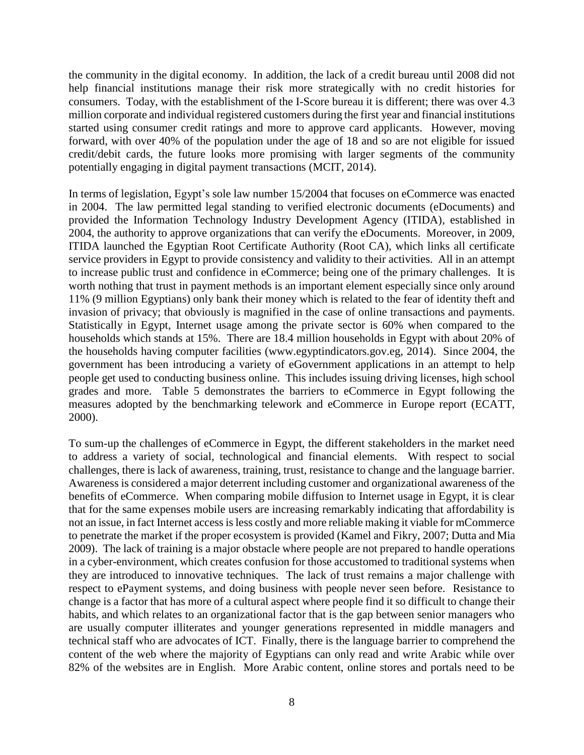the community in the digital economy. In addition, the lack of a credit bureau until 2008 did not help financial institutions manage their risk more strategically with no credit histories for consumers. Today, with the establishment of the I-Score bureau it is different; there was over 4.3 million corporate and individual registered customers during the first year and financial institutions started using consumer credit ratings and more to approve card applicants. However, moving forward, with over 40% of the population under the age of 18 and so are not eligible for issued credit/debit cards, the future looks more promising with larger segments of the community potentially engaging in digital payment transactions (MCIT, 2014).

In terms of legislation, Egypt's sole law number 15/2004 that focuses on eCommerce was enacted in 2004. The law permitted legal standing to verified electronic documents (eDocuments) and provided the Information Technology Industry Development Agency (ITIDA), established in 2004, the authority to approve organizations that can verify the eDocuments. Moreover, in 2009, ITIDA launched the Egyptian Root Certificate Authority (Root CA), which links all certificate service providers in Egypt to provide consistency and validity to their activities. All in an attempt to increase public trust and confidence in eCommerce; being one of the primary challenges. It is worth nothing that trust in payment methods is an important element especially since only around 11% (9 million Egyptians) only bank their money which is related to the fear of identity theft and invasion of privacy; that obviously is magnified in the case of online transactions and payments. Statistically in Egypt, Internet usage among the private sector is 60% when compared to the households which stands at 15%. There are 18.4 million households in Egypt with about 20% of the households having computer facilities (www.egyptindicators.gov.eg, 2014). Since 2004, the government has been introducing a variety of eGovernment applications in an attempt to help people get used to conducting business online. This includes issuing driving licenses, high school grades and more. Table 5 demonstrates the barriers to eCommerce in Egypt following the measures adopted by the benchmarking telework and eCommerce in Europe report (ECATT, 2000).

To sum-up the challenges of eCommerce in Egypt, the different stakeholders in the market need to address a variety of social, technological and financial elements. With respect to social challenges, there is lack of awareness, training, trust, resistance to change and the language barrier. Awareness is considered a major deterrent including customer and organizational awareness of the benefits of eCommerce. When comparing mobile diffusion to Internet usage in Egypt, it is clear that for the same expenses mobile users are increasing remarkably indicating that affordability is not an issue, in fact Internet access is less costly and more reliable making it viable for mCommerce to penetrate the market if the proper ecosystem is provided (Kamel and Fikry, 2007; Dutta and Mia 2009). The lack of training is a major obstacle where people are not prepared to handle operations in a cyber-environment, which creates confusion for those accustomed to traditional systems when they are introduced to innovative techniques. The lack of trust remains a major challenge with respect to ePayment systems, and doing business with people never seen before. Resistance to change is a factor that has more of a cultural aspect where people find it so difficult to change their habits, and which relates to an organizational factor that is the gap between senior managers who are usually computer illiterates and younger generations represented in middle managers and technical staff who are advocates of ICT. Finally, there is the language barrier to comprehend the content of the web where the majority of Egyptians can only read and write Arabic while over 82% of the websites are in English. More Arabic content, online stores and portals need to be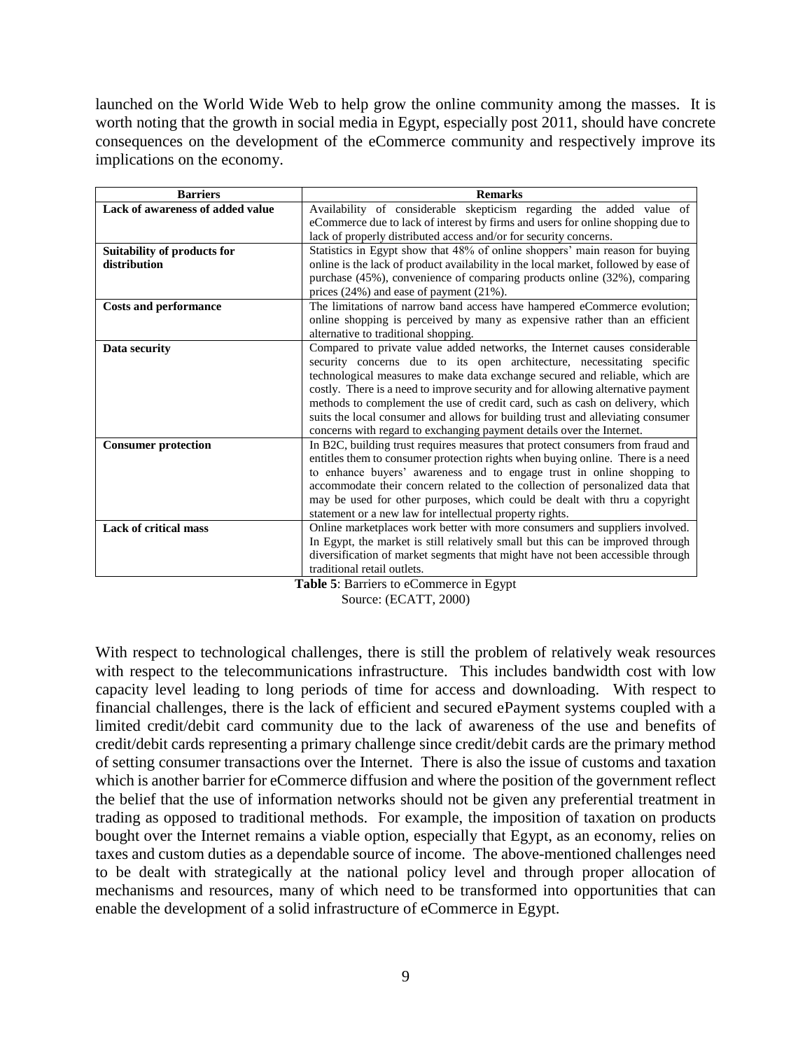launched on the World Wide Web to help grow the online community among the masses. It is worth noting that the growth in social media in Egypt, especially post 2011, should have concrete consequences on the development of the eCommerce community and respectively improve its implications on the economy.

| Barriers | Remarks |
|---|---|
| **Lack of awareness of added value** | Availability of considerable skepticism regarding the added value of eCommerce due to lack of interest by firms and users for online shopping due to lack of properly distributed access and/or for security concerns. |
| **Suitability of products for distribution** | Statistics in Egypt show that 48% of online shoppers' main reason for buying online is the lack of product availability in the local market, followed by ease of purchase (45%), convenience of comparing products online (32%), comparing prices (24%) and ease of payment (21%). |
| **Costs and performance** | The limitations of narrow band access have hampered eCommerce evolution; online shopping is perceived by many as expensive rather than an efficient alternative to traditional shopping. |
| **Data security** | Compared to private value added networks, the Internet causes considerable security concerns due to its open architecture, necessitating specific technological measures to make data exchange secured and reliable, which are costly. There is a need to improve security and for allowing alternative payment methods to complement the use of credit card, such as cash on delivery, which suits the local consumer and allows for building trust and alleviating consumer concerns with regard to exchanging payment details over the Internet. |
| **Consumer protection** | In B2C, building trust requires measures that protect consumers from fraud and entitles them to consumer protection rights when buying online. There is a need to enhance buyers' awareness and to engage trust in online shopping to accommodate their concern related to the collection of personalized data that may be used for other purposes, which could be dealt with thru a copyright statement or a new law for intellectual property rights. |
| **Lack of critical mass** | Online marketplaces work better with more consumers and suppliers involved. In Egypt, the market is still relatively small but this can be improved through diversification of market segments that might have not been accessible through traditional retail outlets. |

**Table 5**: Barriers to eCommerce in Egypt
Source: (ECATT, 2000)

With respect to technological challenges, there is still the problem of relatively weak resources with respect to the telecommunications infrastructure. This includes bandwidth cost with low capacity level leading to long periods of time for access and downloading. With respect to financial challenges, there is the lack of efficient and secured ePayment systems coupled with a limited credit/debit card community due to the lack of awareness of the use and benefits of credit/debit cards representing a primary challenge since credit/debit cards are the primary method of setting consumer transactions over the Internet. There is also the issue of customs and taxation which is another barrier for eCommerce diffusion and where the position of the government reflect the belief that the use of information networks should not be given any preferential treatment in trading as opposed to traditional methods. For example, the imposition of taxation on products bought over the Internet remains a viable option, especially that Egypt, as an economy, relies on taxes and custom duties as a dependable source of income. The above-mentioned challenges need to be dealt with strategically at the national policy level and through proper allocation of mechanisms and resources, many of which need to be transformed into opportunities that can enable the development of a solid infrastructure of eCommerce in Egypt.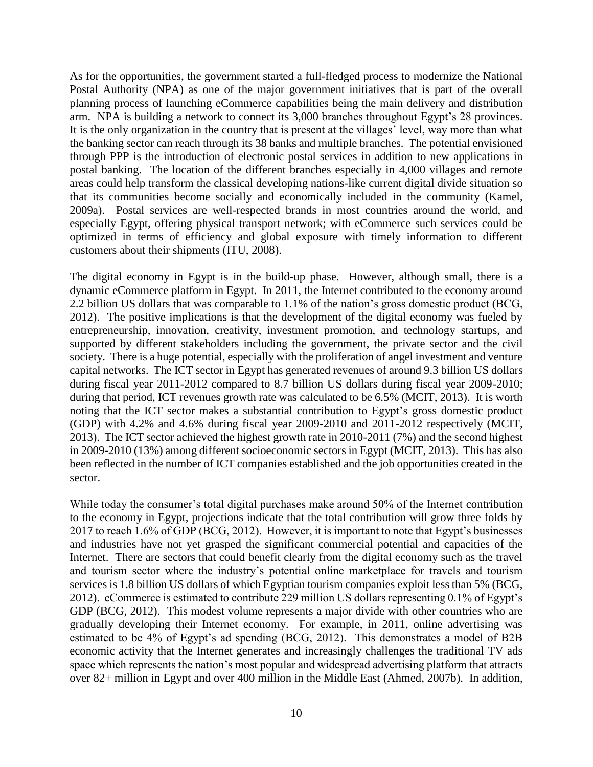As for the opportunities, the government started a full-fledged process to modernize the National Postal Authority (NPA) as one of the major government initiatives that is part of the overall planning process of launching eCommerce capabilities being the main delivery and distribution arm. NPA is building a network to connect its 3,000 branches throughout Egypt's 28 provinces. It is the only organization in the country that is present at the villages' level, way more than what the banking sector can reach through its 38 banks and multiple branches. The potential envisioned through PPP is the introduction of electronic postal services in addition to new applications in postal banking. The location of the different branches especially in 4,000 villages and remote areas could help transform the classical developing nations-like current digital divide situation so that its communities become socially and economically included in the community (Kamel, 2009a). Postal services are well-respected brands in most countries around the world, and especially Egypt, offering physical transport network; with eCommerce such services could be optimized in terms of efficiency and global exposure with timely information to different customers about their shipments (ITU, 2008).

The digital economy in Egypt is in the build-up phase. However, although small, there is a dynamic eCommerce platform in Egypt. In 2011, the Internet contributed to the economy around 2.2 billion US dollars that was comparable to 1.1% of the nation's gross domestic product (BCG, 2012). The positive implications is that the development of the digital economy was fueled by entrepreneurship, innovation, creativity, investment promotion, and technology startups, and supported by different stakeholders including the government, the private sector and the civil society. There is a huge potential, especially with the proliferation of angel investment and venture capital networks. The ICT sector in Egypt has generated revenues of around 9.3 billion US dollars during fiscal year 2011-2012 compared to 8.7 billion US dollars during fiscal year 2009-2010; during that period, ICT revenues growth rate was calculated to be 6.5% (MCIT, 2013). It is worth noting that the ICT sector makes a substantial contribution to Egypt's gross domestic product (GDP) with 4.2% and 4.6% during fiscal year 2009-2010 and 2011-2012 respectively (MCIT, 2013). The ICT sector achieved the highest growth rate in 2010-2011 (7%) and the second highest in 2009-2010 (13%) among different socioeconomic sectors in Egypt (MCIT, 2013). This has also been reflected in the number of ICT companies established and the job opportunities created in the sector.

While today the consumer's total digital purchases make around 50% of the Internet contribution to the economy in Egypt, projections indicate that the total contribution will grow three folds by 2017 to reach 1.6% of GDP (BCG, 2012). However, it is important to note that Egypt's businesses and industries have not yet grasped the significant commercial potential and capacities of the Internet. There are sectors that could benefit clearly from the digital economy such as the travel and tourism sector where the industry's potential online marketplace for travels and tourism services is 1.8 billion US dollars of which Egyptian tourism companies exploit less than 5% (BCG, 2012). eCommerce is estimated to contribute 229 million US dollars representing 0.1% of Egypt's GDP (BCG, 2012). This modest volume represents a major divide with other countries who are gradually developing their Internet economy. For example, in 2011, online advertising was estimated to be 4% of Egypt's ad spending (BCG, 2012). This demonstrates a model of B2B economic activity that the Internet generates and increasingly challenges the traditional TV ads space which represents the nation's most popular and widespread advertising platform that attracts over 82+ million in Egypt and over 400 million in the Middle East (Ahmed, 2007b). In addition,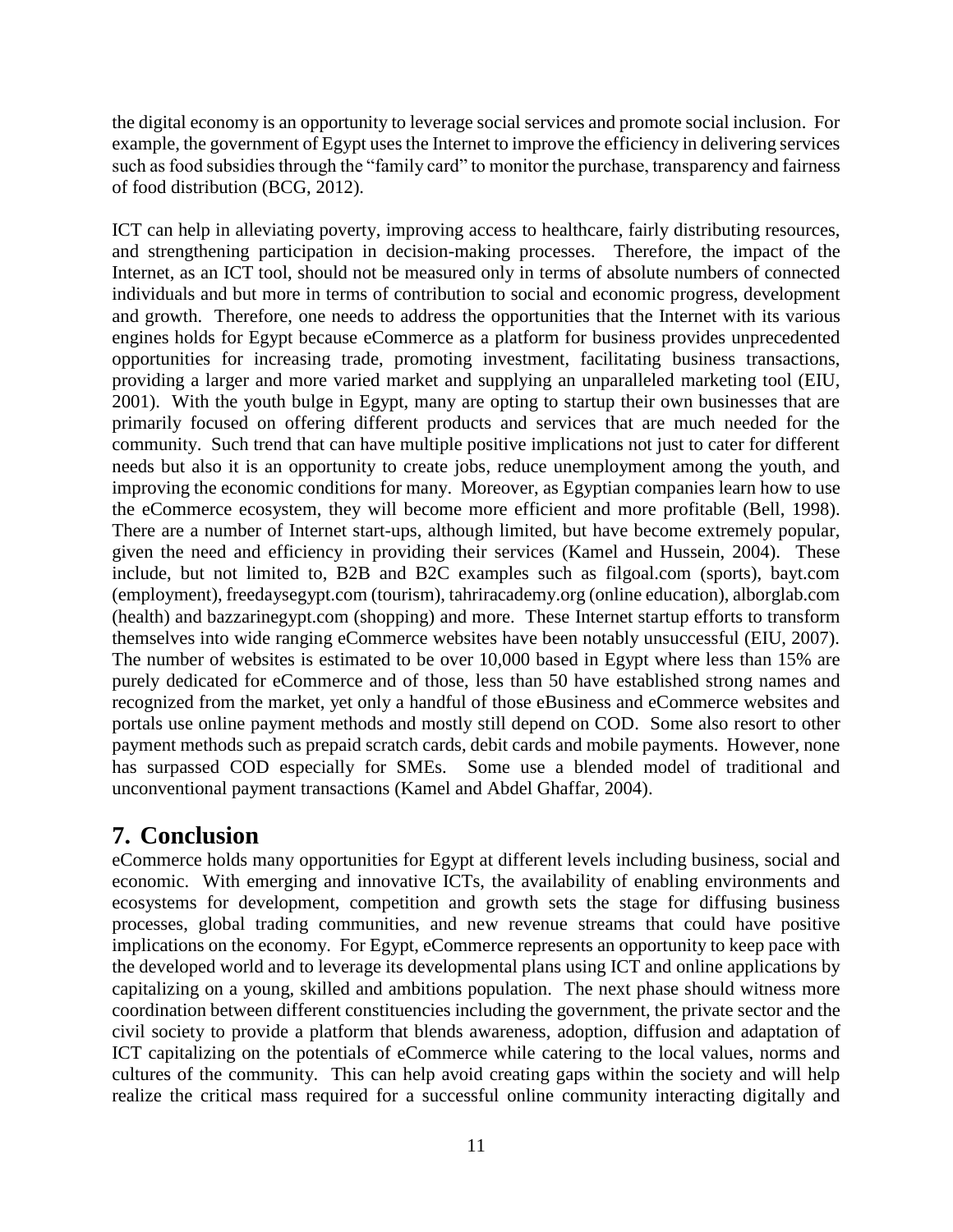the digital economy is an opportunity to leverage social services and promote social inclusion. For example, the government of Egypt uses the Internet to improve the efficiency in delivering services such as food subsidies through the "family card" to monitor the purchase, transparency and fairness of food distribution (BCG, 2012).

ICT can help in alleviating poverty, improving access to healthcare, fairly distributing resources, and strengthening participation in decision-making processes. Therefore, the impact of the Internet, as an ICT tool, should not be measured only in terms of absolute numbers of connected individuals and but more in terms of contribution to social and economic progress, development and growth. Therefore, one needs to address the opportunities that the Internet with its various engines holds for Egypt because eCommerce as a platform for business provides unprecedented opportunities for increasing trade, promoting investment, facilitating business transactions, providing a larger and more varied market and supplying an unparalleled marketing tool (EIU, 2001). With the youth bulge in Egypt, many are opting to startup their own businesses that are primarily focused on offering different products and services that are much needed for the community. Such trend that can have multiple positive implications not just to cater for different needs but also it is an opportunity to create jobs, reduce unemployment among the youth, and improving the economic conditions for many. Moreover, as Egyptian companies learn how to use the eCommerce ecosystem, they will become more efficient and more profitable (Bell, 1998). There are a number of Internet start-ups, although limited, but have become extremely popular, given the need and efficiency in providing their services (Kamel and Hussein, 2004). These include, but not limited to, B2B and B2C examples such as filgoal.com (sports), bayt.com (employment), freedaysegypt.com (tourism), tahriracademy.org (online education), alborglab.com (health) and bazzarinegypt.com (shopping) and more. These Internet startup efforts to transform themselves into wide ranging eCommerce websites have been notably unsuccessful (EIU, 2007). The number of websites is estimated to be over 10,000 based in Egypt where less than 15% are purely dedicated for eCommerce and of those, less than 50 have established strong names and recognized from the market, yet only a handful of those eBusiness and eCommerce websites and portals use online payment methods and mostly still depend on COD. Some also resort to other payment methods such as prepaid scratch cards, debit cards and mobile payments. However, none has surpassed COD especially for SMEs. Some use a blended model of traditional and unconventional payment transactions (Kamel and Abdel Ghaffar, 2004).

## 7. Conclusion

eCommerce holds many opportunities for Egypt at different levels including business, social and economic. With emerging and innovative ICTs, the availability of enabling environments and ecosystems for development, competition and growth sets the stage for diffusing business processes, global trading communities, and new revenue streams that could have positive implications on the economy. For Egypt, eCommerce represents an opportunity to keep pace with the developed world and to leverage its developmental plans using ICT and online applications by capitalizing on a young, skilled and ambitions population. The next phase should witness more coordination between different constituencies including the government, the private sector and the civil society to provide a platform that blends awareness, adoption, diffusion and adaptation of ICT capitalizing on the potentials of eCommerce while catering to the local values, norms and cultures of the community. This can help avoid creating gaps within the society and will help realize the critical mass required for a successful online community interacting digitally and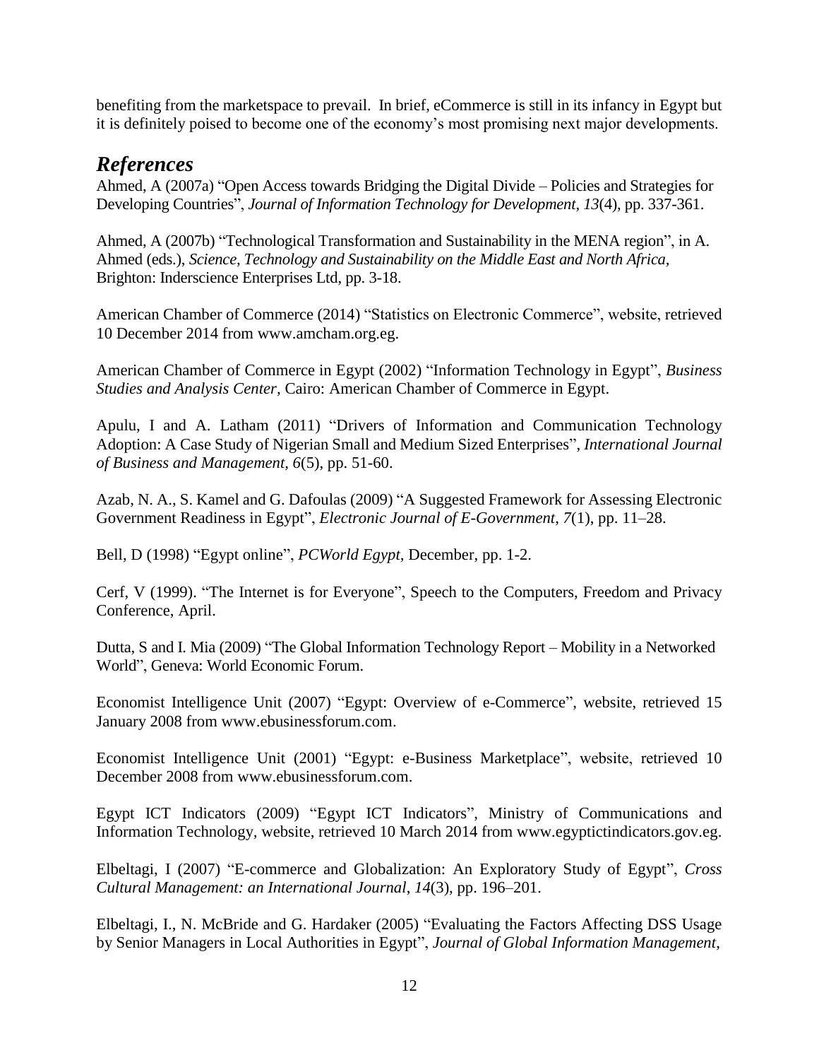benefiting from the marketspace to prevail. In brief, eCommerce is still in its infancy in Egypt but it is definitely poised to become one of the economy's most promising next major developments.

## *References*

Ahmed, A (2007a) "Open Access towards Bridging the Digital Divide – Policies and Strategies for Developing Countries", *Journal of Information Technology for Development*, *13*(4), pp. 337-361.

Ahmed, A (2007b) "Technological Transformation and Sustainability in the MENA region", in A. Ahmed (eds.), *Science, Technology and Sustainability on the Middle East and North Africa,* Brighton: Inderscience Enterprises Ltd, pp. 3-18.

American Chamber of Commerce (2014) "Statistics on Electronic Commerce", website, retrieved 10 December 2014 from www.amcham.org.eg.

American Chamber of Commerce in Egypt (2002) "Information Technology in Egypt", *Business Studies and Analysis Center*, Cairo: American Chamber of Commerce in Egypt.

Apulu, I and A. Latham (2011) "Drivers of Information and Communication Technology Adoption: A Case Study of Nigerian Small and Medium Sized Enterprises", *International Journal of Business and Management*, *6*(5), pp. 51-60.

Azab, N. A., S. Kamel and G. Dafoulas (2009) "A Suggested Framework for Assessing Electronic Government Readiness in Egypt", *Electronic Journal of E-Government*, *7*(1), pp. 11–28.

Bell, D (1998) "Egypt online", *PCWorld Egypt*, December, pp. 1-2.

Cerf, V (1999). "The Internet is for Everyone", Speech to the Computers, Freedom and Privacy Conference, April.

Dutta, S and I. Mia (2009) "The Global Information Technology Report – Mobility in a Networked World", Geneva: World Economic Forum.

Economist Intelligence Unit (2007) "Egypt: Overview of e-Commerce", website, retrieved 15 January 2008 from www.ebusinessforum.com.

Economist Intelligence Unit (2001) "Egypt: e-Business Marketplace", website, retrieved 10 December 2008 from www.ebusinessforum.com.

Egypt ICT Indicators (2009) "Egypt ICT Indicators", Ministry of Communications and Information Technology, website, retrieved 10 March 2014 from www.egyptictindicators.gov.eg.

Elbeltagi, I (2007) "E-commerce and Globalization: An Exploratory Study of Egypt", *Cross Cultural Management: an International Journal*, *14*(3), pp. 196–201.

Elbeltagi, I., N. McBride and G. Hardaker (2005) "Evaluating the Factors Affecting DSS Usage by Senior Managers in Local Authorities in Egypt", *Journal of Global Information Management,*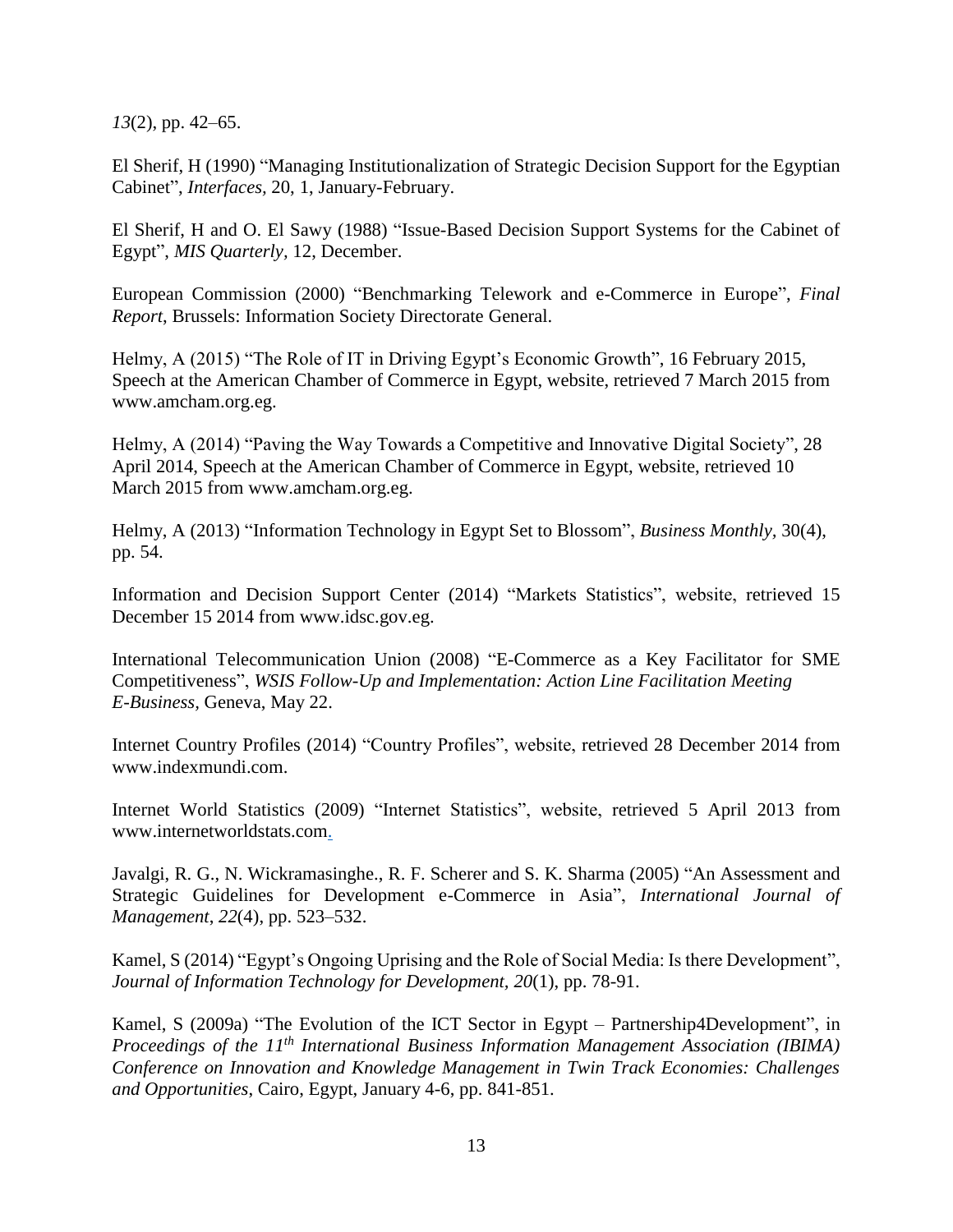*13*(2), pp. 42–65.

El Sherif, H (1990) “Managing Institutionalization of Strategic Decision Support for the Egyptian Cabinet”, *Interfaces,* 20, 1, January-February.

El Sherif, H and O. El Sawy (1988) “Issue-Based Decision Support Systems for the Cabinet of Egypt”, *MIS Quarterly,* 12, December.

European Commission (2000) “Benchmarking Telework and e-Commerce in Europe”, *Final Report*, Brussels: Information Society Directorate General.

Helmy, A (2015) “The Role of IT in Driving Egypt’s Economic Growth”, 16 February 2015, Speech at the American Chamber of Commerce in Egypt, website, retrieved 7 March 2015 from www.amcham.org.eg.

Helmy, A (2014) “Paving the Way Towards a Competitive and Innovative Digital Society”, 28 April 2014, Speech at the American Chamber of Commerce in Egypt, website, retrieved 10 March 2015 from www.amcham.org.eg.

Helmy, A (2013) “Information Technology in Egypt Set to Blossom”, *Business Monthly,* 30(4), pp. 54.

Information and Decision Support Center (2014) “Markets Statistics”, website, retrieved 15 December 15 2014 from www.idsc.gov.eg.

International Telecommunication Union (2008) “E-Commerce as a Key Facilitator for SME Competitiveness”, *WSIS Follow-Up and Implementation: Action Line Facilitation Meeting E-Business*, Geneva, May 22.

Internet Country Profiles (2014) “Country Profiles”, website, retrieved 28 December 2014 from www.indexmundi.com.

Internet World Statistics (2009) “Internet Statistics”, website, retrieved 5 April 2013 from www.internetworldstats.com.

Javalgi, R. G., N. Wickramasinghe., R. F. Scherer and S. K. Sharma (2005) “An Assessment and Strategic Guidelines for Development e-Commerce in Asia”, *International Journal of Management*, *22*(4), pp. 523–532.

Kamel, S (2014) “Egypt’s Ongoing Uprising and the Role of Social Media: Is there Development”, *Journal of Information Technology for Development, 20*(1), pp. 78-91.

Kamel, S (2009a) “The Evolution of the ICT Sector in Egypt – Partnership4Development”, in *Proceedings of the 11th International Business Information Management Association (IBIMA) Conference on Innovation and Knowledge Management in Twin Track Economies: Challenges and Opportunities*, Cairo, Egypt, January 4-6, pp. 841-851.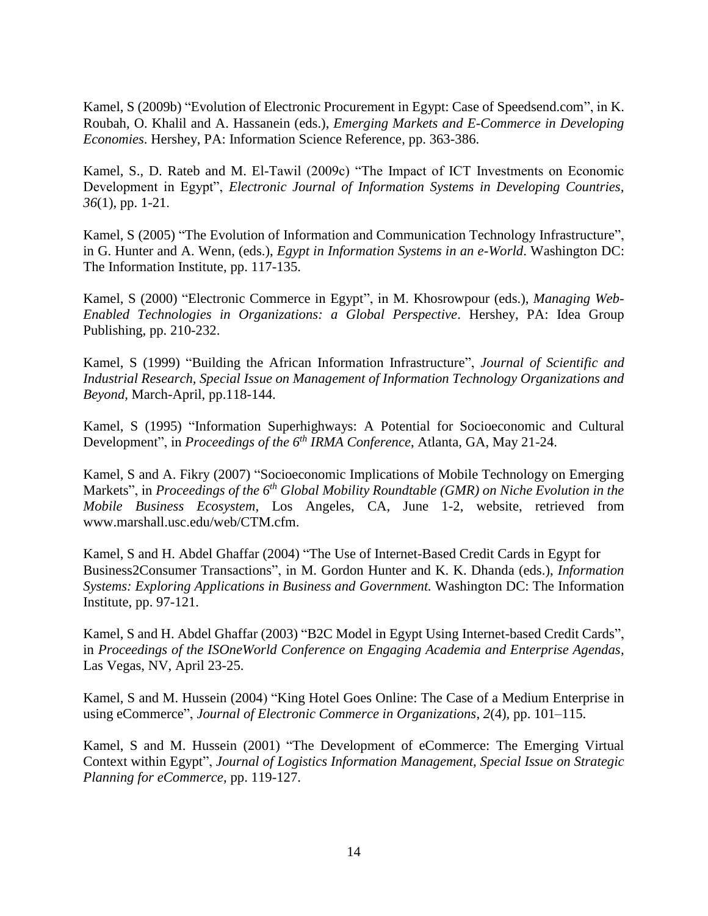Kamel, S (2009b) "Evolution of Electronic Procurement in Egypt: Case of Speedsend.com", in K. Roubah, O. Khalil and A. Hassanein (eds.), *Emerging Markets and E-Commerce in Developing Economies*. Hershey, PA: Information Science Reference, pp. 363-386.

Kamel, S., D. Rateb and M. El-Tawil (2009c) "The Impact of ICT Investments on Economic Development in Egypt", *Electronic Journal of Information Systems in Developing Countries, 36*(1), pp. 1-21.

Kamel, S (2005) "The Evolution of Information and Communication Technology Infrastructure", in G. Hunter and A. Wenn, (eds.), *Egypt in Information Systems in an e-World*. Washington DC: The Information Institute, pp. 117-135.

Kamel, S (2000) "Electronic Commerce in Egypt", in M. Khosrowpour (eds.), *Managing Web-Enabled Technologies in Organizations: a Global Perspective*. Hershey, PA: Idea Group Publishing, pp. 210-232.

Kamel, S (1999) "Building the African Information Infrastructure", *Journal of Scientific and Industrial Research, Special Issue on Management of Information Technology Organizations and Beyond,* March-April, pp.118-144.

Kamel, S (1995) "Information Superhighways: A Potential for Socioeconomic and Cultural Development", in *Proceedings of the 6th IRMA Conference*, Atlanta, GA, May 21-24.

Kamel, S and A. Fikry (2007) "Socioeconomic Implications of Mobile Technology on Emerging Markets", in *Proceedings of the 6th Global Mobility Roundtable (GMR) on Niche Evolution in the Mobile Business Ecosystem*, Los Angeles, CA, June 1-2, website, retrieved from www.marshall.usc.edu/web/CTM.cfm.

Kamel, S and H. Abdel Ghaffar (2004) "The Use of Internet-Based Credit Cards in Egypt for Business2Consumer Transactions", in M. Gordon Hunter and K. K. Dhanda (eds.), *Information Systems: Exploring Applications in Business and Government.* Washington DC: The Information Institute, pp. 97-121.

Kamel, S and H. Abdel Ghaffar (2003) "B2C Model in Egypt Using Internet-based Credit Cards", in *Proceedings of the ISOneWorld Conference on Engaging Academia and Enterprise Agendas*, Las Vegas, NV, April 23-25.

Kamel, S and M. Hussein (2004) "King Hotel Goes Online: The Case of a Medium Enterprise in using eCommerce", *Journal of Electronic Commerce in Organizations*, *2*(4), pp. 101–115.

Kamel, S and M. Hussein (2001) "The Development of eCommerce: The Emerging Virtual Context within Egypt", *Journal of Logistics Information Management, Special Issue on Strategic Planning for eCommerce*, pp. 119-127.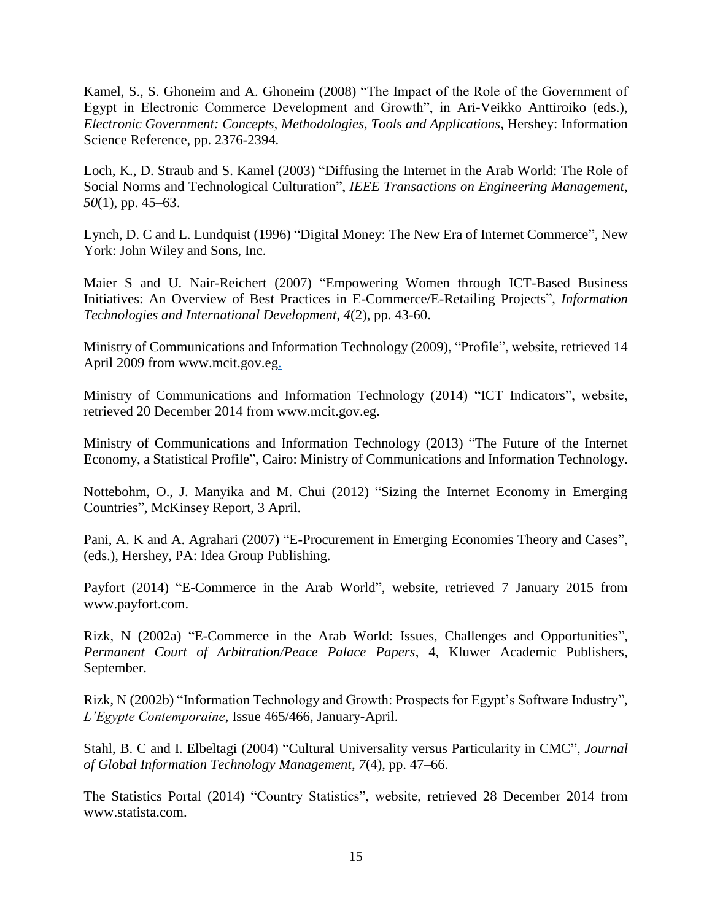Kamel, S., S. Ghoneim and A. Ghoneim (2008) "The Impact of the Role of the Government of Egypt in Electronic Commerce Development and Growth", in Ari-Veikko Anttiroiko (eds.), *Electronic Government: Concepts, Methodologies, Tools and Applications*, Hershey: Information Science Reference, pp. 2376-2394.

Loch, K., D. Straub and S. Kamel (2003) "Diffusing the Internet in the Arab World: The Role of Social Norms and Technological Culturation", *IEEE Transactions on Engineering Management*, *50*(1), pp. 45–63.

Lynch, D. C and L. Lundquist (1996) "Digital Money: The New Era of Internet Commerce", New York: John Wiley and Sons, Inc.

Maier S and U. Nair-Reichert (2007) "Empowering Women through ICT-Based Business Initiatives: An Overview of Best Practices in E-Commerce/E-Retailing Projects", *Information Technologies and International Development, 4*(2), pp. 43-60.

Ministry of Communications and Information Technology (2009), "Profile", website, retrieved 14 April 2009 from www.mcit.gov.eg.

Ministry of Communications and Information Technology (2014) "ICT Indicators", website, retrieved 20 December 2014 from www.mcit.gov.eg.

Ministry of Communications and Information Technology (2013) "The Future of the Internet Economy, a Statistical Profile", Cairo: Ministry of Communications and Information Technology.

Nottebohm, O., J. Manyika and M. Chui (2012) "Sizing the Internet Economy in Emerging Countries", McKinsey Report, 3 April.

Pani, A. K and A. Agrahari (2007) "E-Procurement in Emerging Economies Theory and Cases", (eds.), Hershey, PA: Idea Group Publishing.

Payfort (2014) "E-Commerce in the Arab World", website, retrieved 7 January 2015 from www.payfort.com.

Rizk, N (2002a) "E-Commerce in the Arab World: Issues, Challenges and Opportunities", *Permanent Court of Arbitration/Peace Palace Papers*, 4, Kluwer Academic Publishers, September.

Rizk, N (2002b) "Information Technology and Growth: Prospects for Egypt's Software Industry", *L'Egypte Contemporaine*, Issue 465/466, January-April.

Stahl, B. C and I. Elbeltagi (2004) "Cultural Universality versus Particularity in CMC", *Journal of Global Information Technology Management*, *7*(4), pp. 47–66.

The Statistics Portal (2014) "Country Statistics", website, retrieved 28 December 2014 from www.statista.com.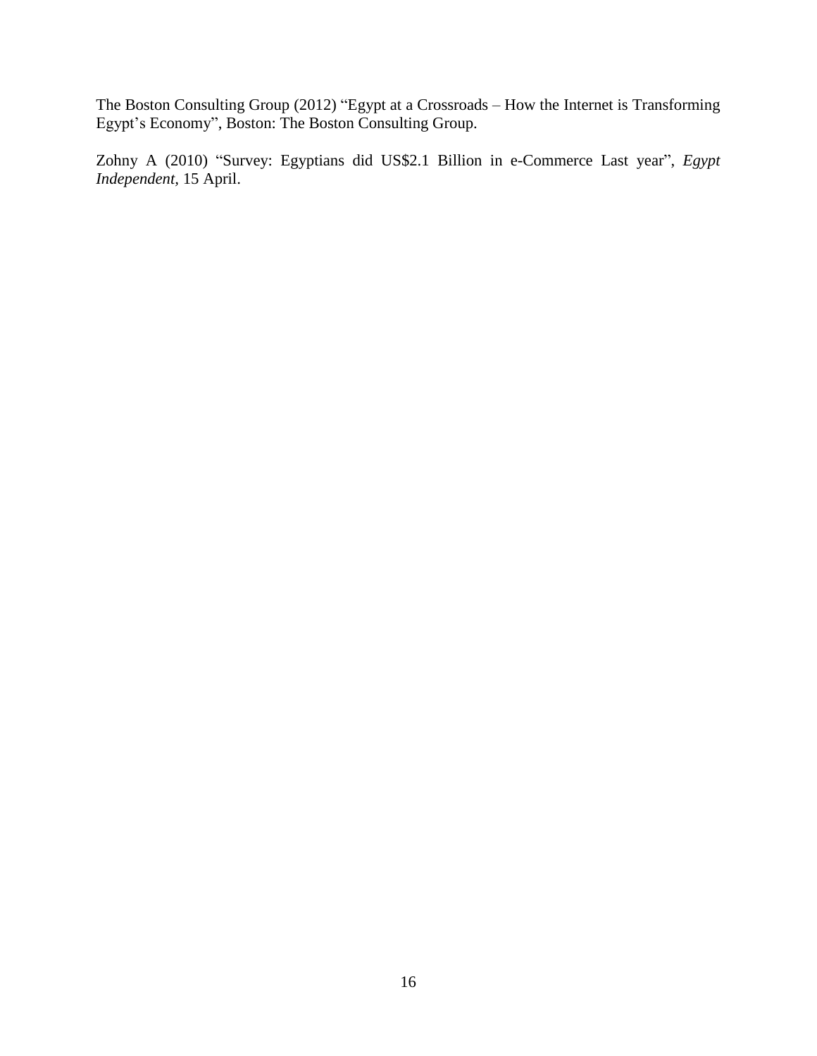The Boston Consulting Group (2012) "Egypt at a Crossroads – How the Internet is Transforming Egypt's Economy", Boston: The Boston Consulting Group.

Zohny A (2010) "Survey: Egyptians did US$2.1 Billion in e-Commerce Last year", *Egypt Independent*, 15 April.